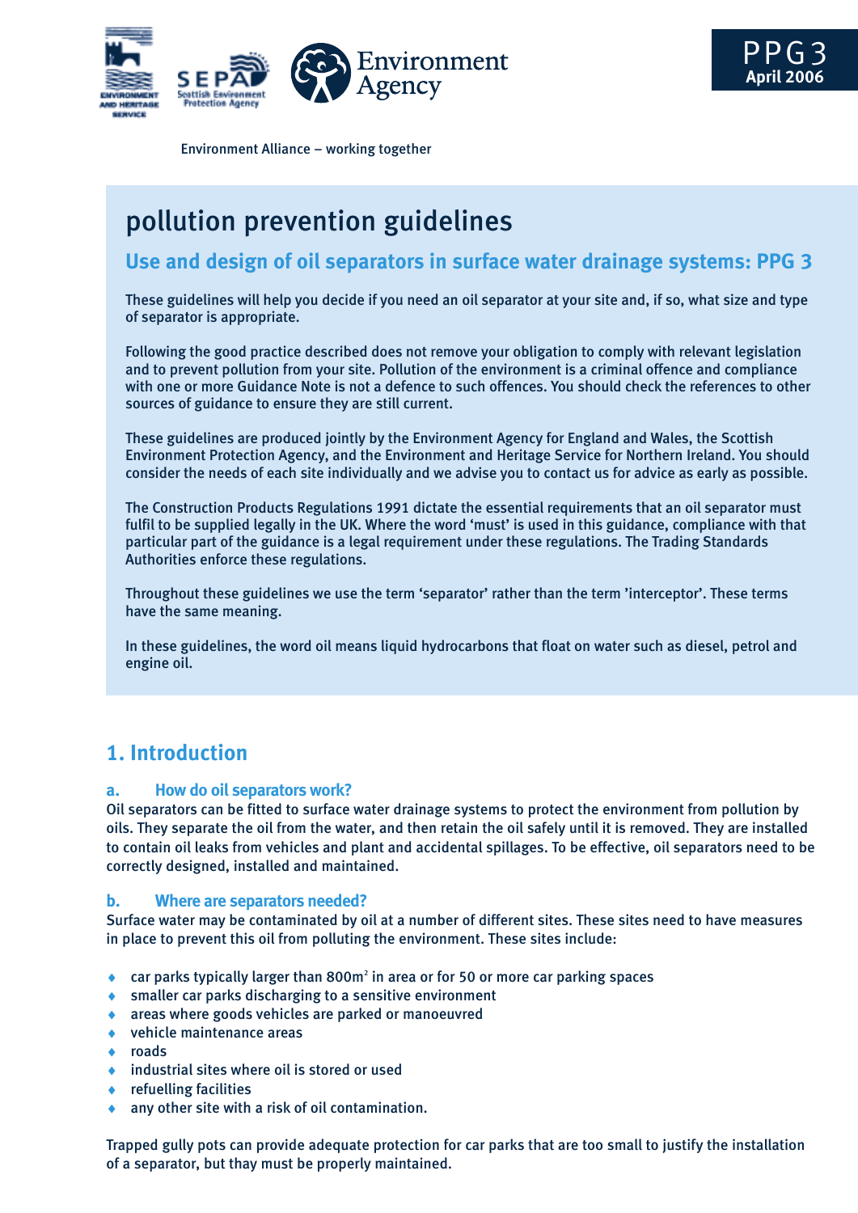Environment Alliance – working together

PPG3
April 2006

# pollution prevention guidelines

## Use and design of oil separators in surface water drainage systems: PPG 3

These guidelines will help you decide if you need an oil separator at your site and, if so, what size and type of separator is appropriate.

Following the good practice described does not remove your obligation to comply with relevant legislation and to prevent pollution from your site. Pollution of the environment is a criminal offence and compliance with one or more Guidance Note is not a defence to such offences. You should check the references to other sources of guidance to ensure they are still current.

These guidelines are produced jointly by the Environment Agency for England and Wales, the Scottish Environment Protection Agency, and the Environment and Heritage Service for Northern Ireland. You should consider the needs of each site individually and we advise you to contact us for advice as early as possible.

The Construction Products Regulations 1991 dictate the essential requirements that an oil separator must fulfil to be supplied legally in the UK. Where the word 'must' is used in this guidance, compliance with that particular part of the guidance is a legal requirement under these regulations. The Trading Standards Authorities enforce these regulations.

Throughout these guidelines we use the term 'separator' rather than the term 'interceptor'. These terms have the same meaning.

In these guidelines, the word oil means liquid hydrocarbons that float on water such as diesel, petrol and engine oil.

## 1. Introduction

### a. How do oil separators work?

Oil separators can be fitted to surface water drainage systems to protect the environment from pollution by oils. They separate the oil from the water, and then retain the oil safely until it is removed. They are installed to contain oil leaks from vehicles and plant and accidental spillages. To be effective, oil separators need to be correctly designed, installed and maintained.

### b. Where are separators needed?

Surface water may be contaminated by oil at a number of different sites. These sites need to have measures in place to prevent this oil from polluting the environment. These sites include:

- car parks typically larger than 800m$^2$ in area or for 50 or more car parking spaces
- smaller car parks discharging to a sensitive environment
- areas where goods vehicles are parked or manoeuvred
- vehicle maintenance areas
- roads
- industrial sites where oil is stored or used
- refuelling facilities
- any other site with a risk of oil contamination.

Trapped gully pots can provide adequate protection for car parks that are too small to justify the installation of a separator, but thay must be properly maintained.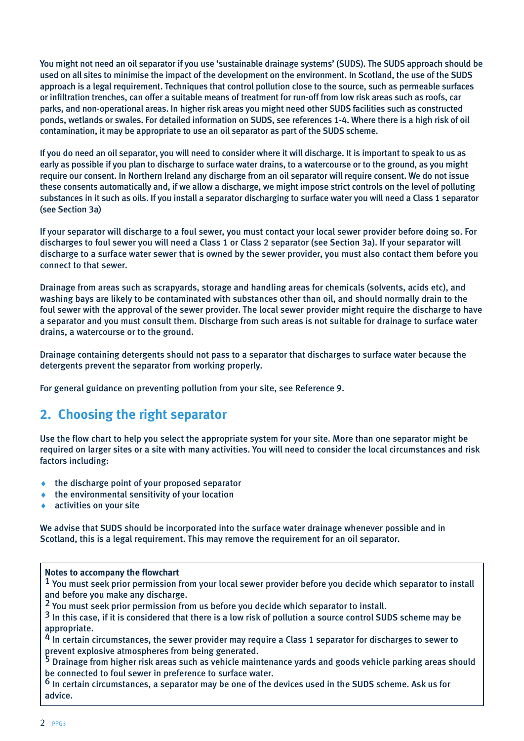You might not need an oil separator if you use 'sustainable drainage systems' (SUDS). The SUDS approach should be used on all sites to minimise the impact of the development on the environment. In Scotland, the use of the SUDS approach is a legal requirement. Techniques that control pollution close to the source, such as permeable surfaces or infiltration trenches, can offer a suitable means of treatment for run-off from low risk areas such as roofs, car parks, and non-operational areas. In higher risk areas you might need other SUDS facilities such as constructed ponds, wetlands or swales. For detailed information on SUDS, see references 1-4. Where there is a high risk of oil contamination, it may be appropriate to use an oil separator as part of the SUDS scheme.

If you do need an oil separator, you will need to consider where it will discharge. It is important to speak to us as early as possible if you plan to discharge to surface water drains, to a watercourse or to the ground, as you might require our consent. In Northern Ireland any discharge from an oil separator will require consent. We do not issue these consents automatically and, if we allow a discharge, we might impose strict controls on the level of polluting substances in it such as oils. If you install a separator discharging to surface water you will need a Class 1 separator (see Section 3a)

If your separator will discharge to a foul sewer, you must contact your local sewer provider before doing so. For discharges to foul sewer you will need a Class 1 or Class 2 separator (see Section 3a). If your separator will discharge to a surface water sewer that is owned by the sewer provider, you must also contact them before you connect to that sewer.

Drainage from areas such as scrapyards, storage and handling areas for chemicals (solvents, acids etc), and washing bays are likely to be contaminated with substances other than oil, and should normally drain to the foul sewer with the approval of the sewer provider. The local sewer provider might require the discharge to have a separator and you must consult them. Discharge from such areas is not suitable for drainage to surface water drains, a watercourse or to the ground.

Drainage containing detergents should not pass to a separator that discharges to surface water because the detergents prevent the separator from working properly.

For general guidance on preventing pollution from your site, see Reference 9.

## 2. Choosing the right separator

Use the flow chart to help you select the appropriate system for your site. More than one separator might be required on larger sites or a site with many activities. You will need to consider the local circumstances and risk factors including:

- the discharge point of your proposed separator
- the environmental sensitivity of your location
- activities on your site

We advise that SUDS should be incorporated into the surface water drainage whenever possible and in Scotland, this is a legal requirement. This may remove the requirement for an oil separator.

**Notes to accompany the flowchart**

[1] You must seek prior permission from your local sewer provider before you decide which separator to install and before you make any discharge.

[2] You must seek prior permission from us before you decide which separator to install.

[3] In this case, if it is considered that there is a low risk of pollution a source control SUDS scheme may be appropriate.

[4] In certain circumstances, the sewer provider may require a Class 1 separator for discharges to sewer to prevent explosive atmospheres from being generated.

[5] Drainage from higher risk areas such as vehicle maintenance yards and goods vehicle parking areas should be connected to foul sewer in preference to surface water.

[6] In certain circumstances, a separator may be one of the devices used in the SUDS scheme. Ask us for advice.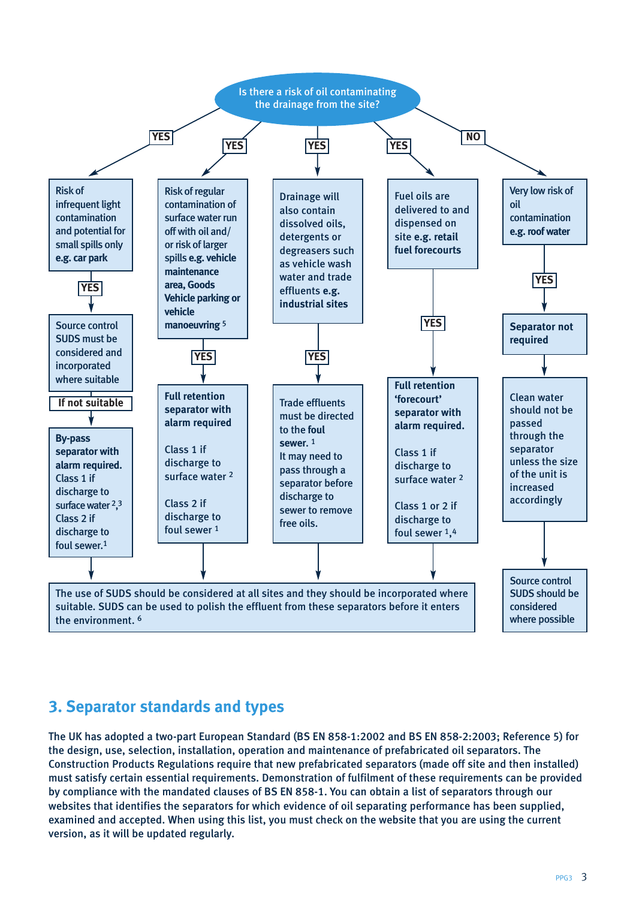**Is there a risk of oil contaminating the drainage from the site?**

**YES →** Risk of infrequent light contamination and potential for small spills only **e.g. car park**

- **YES →** Source control SUDS must be considered and incorporated where suitable
- **If not suitable →** **By-pass separator with alarm required.** Class 1 if discharge to surface water [2,3] Class 2 if discharge to foul sewer.[1]

**YES →** Risk of regular contamination of surface water run off with oil and/ or risk of larger spills **e.g. vehicle maintenance area, Goods Vehicle parking or vehicle manoeuvring** [5]

- **YES →** **Full retention separator with alarm required**

  Class 1 if discharge to surface water [2]

  Class 2 if discharge to foul sewer [1]

**YES →** Drainage will also contain dissolved oils, detergents or degreasers such as vehicle wash water and trade effluents **e.g. industrial sites**

- **YES →** Trade effluents must be directed to the **foul sewer.** [1] It may need to pass through a separator before discharge to sewer to remove free oils.

**YES →** Fuel oils are delivered to and dispensed on site **e.g. retail fuel forecourts**

- **YES →** **Full retention 'forecourt' separator with alarm required.**

  Class 1 if discharge to surface water [2]

  Class 1 or 2 if discharge to foul sewer [1,4]

The use of SUDS should be considered at all sites and they should be incorporated where suitable. SUDS can be used to polish the effluent from these separators before it enters the environment. [6]

**NO →** Very low risk of oil contamination **e.g. roof water**

- **YES →** **Separator not required**
- → Clean water should not be passed through the separator unless the size of the unit is increased accordingly
- → Source control SUDS should be considered where possible

## 3. Separator standards and types

The UK has adopted a two-part European Standard (BS EN 858-1:2002 and BS EN 858-2:2003; Reference 5) for the design, use, selection, installation, operation and maintenance of prefabricated oil separators. The Construction Products Regulations require that new prefabricated separators (made off site and then installed) must satisfy certain essential requirements. Demonstration of fulfilment of these requirements can be provided by compliance with the mandated clauses of BS EN 858-1. You can obtain a list of separators through our websites that identifies the separators for which evidence of oil separating performance has been supplied, examined and accepted. When using this list, you must check on the website that you are using the current version, as it will be updated regularly.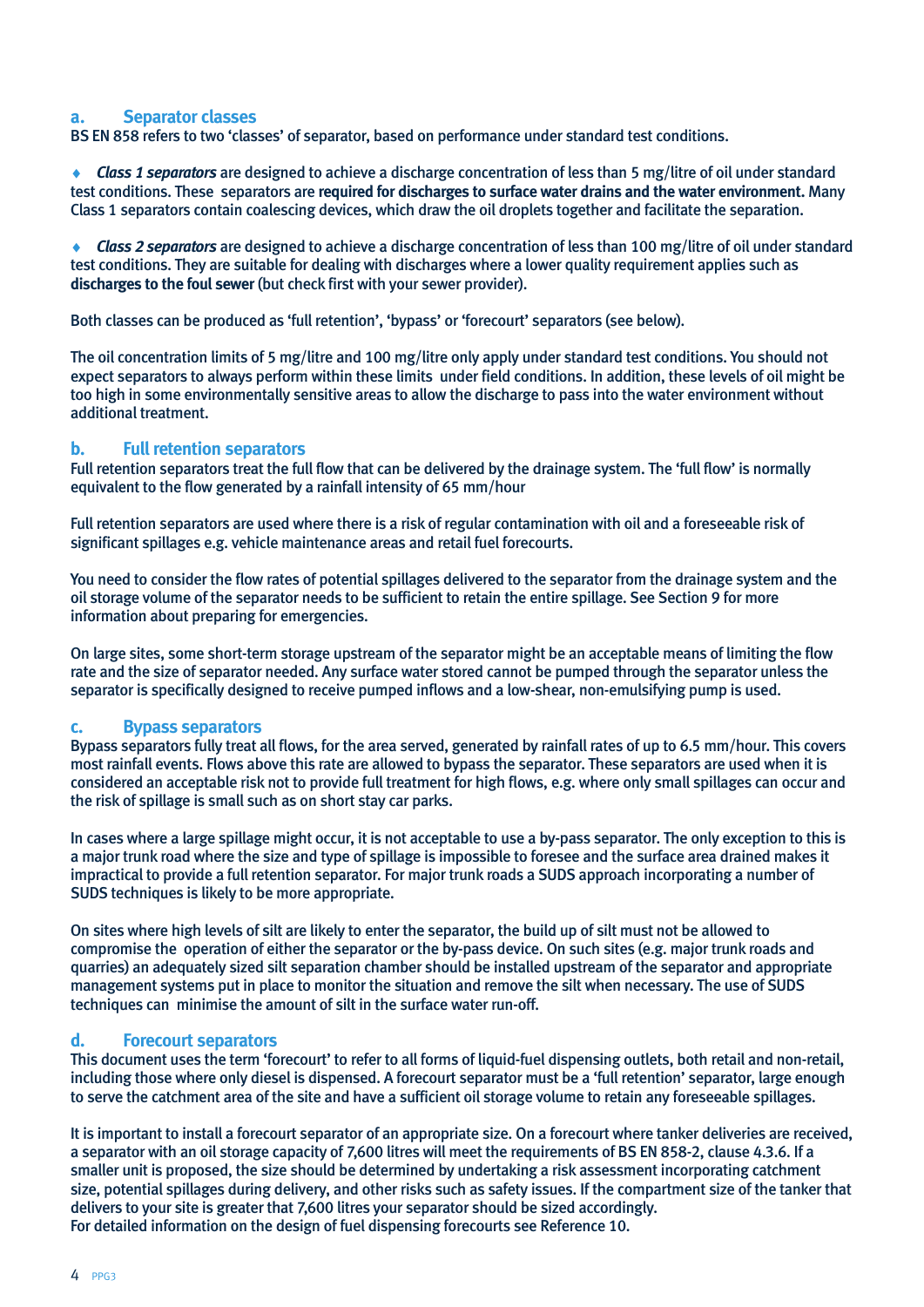### a. Separator classes

BS EN 858 refers to two 'classes' of separator, based on performance under standard test conditions.

- ***Class 1 separators*** are designed to achieve a discharge concentration of less than 5 mg/litre of oil under standard test conditions. These separators are **required for discharges to surface water drains and the water environment.** Many Class 1 separators contain coalescing devices, which draw the oil droplets together and facilitate the separation.

- ***Class 2 separators*** are designed to achieve a discharge concentration of less than 100 mg/litre of oil under standard test conditions. They are suitable for dealing with discharges where a lower quality requirement applies such as **discharges to the foul sewer** (but check first with your sewer provider).

Both classes can be produced as 'full retention', 'bypass' or 'forecourt' separators (see below).

The oil concentration limits of 5 mg/litre and 100 mg/litre only apply under standard test conditions. You should not expect separators to always perform within these limits under field conditions. In addition, these levels of oil might be too high in some environmentally sensitive areas to allow the discharge to pass into the water environment without additional treatment.

### b. Full retention separators

Full retention separators treat the full flow that can be delivered by the drainage system. The 'full flow' is normally equivalent to the flow generated by a rainfall intensity of 65 mm/hour

Full retention separators are used where there is a risk of regular contamination with oil and a foreseeable risk of significant spillages e.g. vehicle maintenance areas and retail fuel forecourts.

You need to consider the flow rates of potential spillages delivered to the separator from the drainage system and the oil storage volume of the separator needs to be sufficient to retain the entire spillage. See Section 9 for more information about preparing for emergencies.

On large sites, some short-term storage upstream of the separator might be an acceptable means of limiting the flow rate and the size of separator needed. Any surface water stored cannot be pumped through the separator unless the separator is specifically designed to receive pumped inflows and a low-shear, non-emulsifying pump is used.

### c. Bypass separators

Bypass separators fully treat all flows, for the area served, generated by rainfall rates of up to 6.5 mm/hour. This covers most rainfall events. Flows above this rate are allowed to bypass the separator. These separators are used when it is considered an acceptable risk not to provide full treatment for high flows, e.g. where only small spillages can occur and the risk of spillage is small such as on short stay car parks.

In cases where a large spillage might occur, it is not acceptable to use a by-pass separator. The only exception to this is a major trunk road where the size and type of spillage is impossible to foresee and the surface area drained makes it impractical to provide a full retention separator. For major trunk roads a SUDS approach incorporating a number of SUDS techniques is likely to be more appropriate.

On sites where high levels of silt are likely to enter the separator, the build up of silt must not be allowed to compromise the operation of either the separator or the by-pass device. On such sites (e.g. major trunk roads and quarries) an adequately sized silt separation chamber should be installed upstream of the separator and appropriate management systems put in place to monitor the situation and remove the silt when necessary. The use of SUDS techniques can minimise the amount of silt in the surface water run-off.

### d. Forecourt separators

This document uses the term 'forecourt' to refer to all forms of liquid-fuel dispensing outlets, both retail and non-retail, including those where only diesel is dispensed. A forecourt separator must be a 'full retention' separator, large enough to serve the catchment area of the site and have a sufficient oil storage volume to retain any foreseeable spillages.

It is important to install a forecourt separator of an appropriate size. On a forecourt where tanker deliveries are received, a separator with an oil storage capacity of 7,600 litres will meet the requirements of BS EN 858-2, clause 4.3.6. If a smaller unit is proposed, the size should be determined by undertaking a risk assessment incorporating catchment size, potential spillages during delivery, and other risks such as safety issues. If the compartment size of the tanker that delivers to your site is greater that 7,600 litres your separator should be sized accordingly.
For detailed information on the design of fuel dispensing forecourts see Reference 10.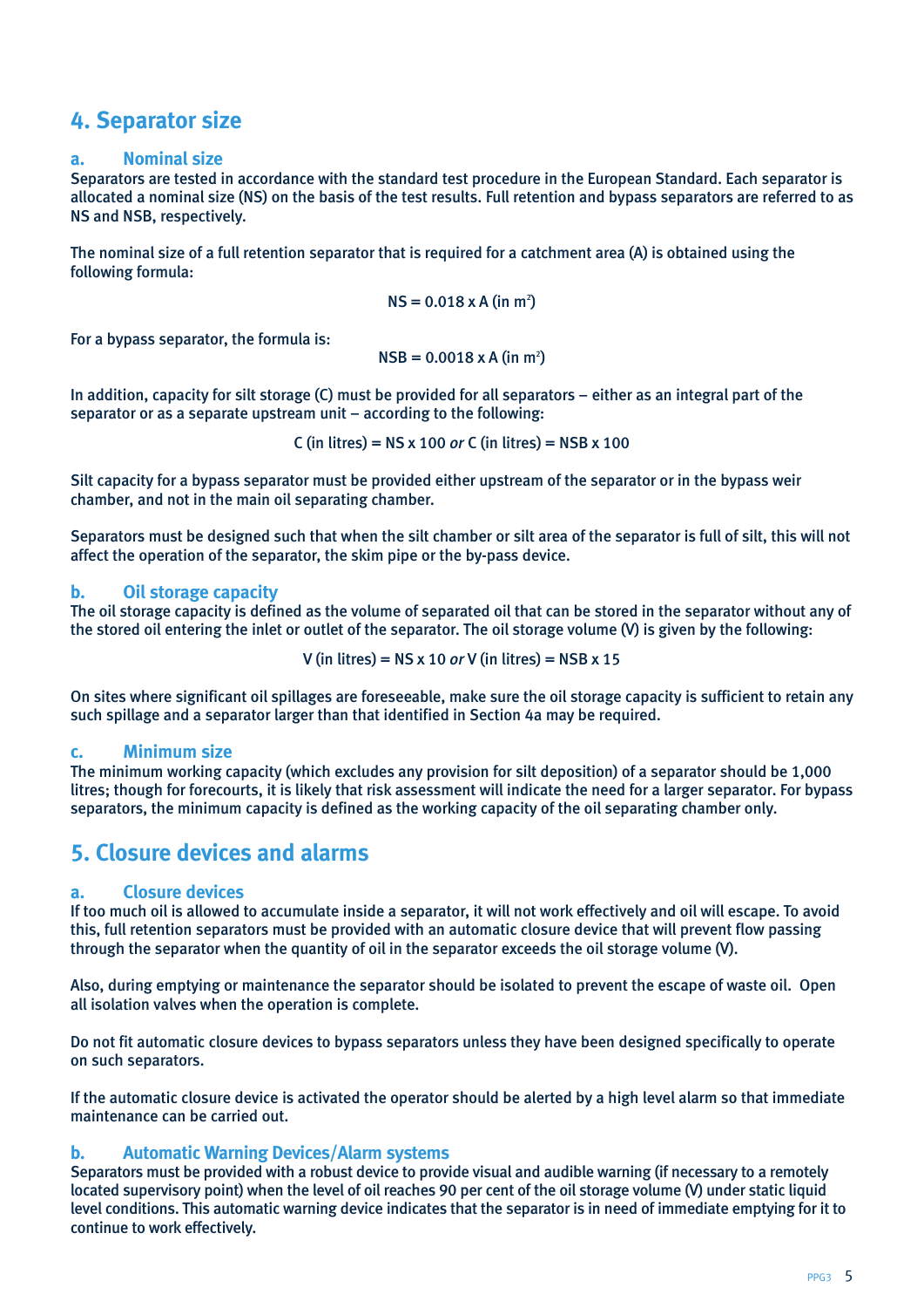## 4. Separator size

### a. Nominal size

Separators are tested in accordance with the standard test procedure in the European Standard. Each separator is allocated a nominal size (NS) on the basis of the test results. Full retention and bypass separators are referred to as NS and NSB, respectively.

The nominal size of a full retention separator that is required for a catchment area (A) is obtained using the following formula:

$$NS = 0.018 \times A \text{ (in m}^2\text{)}$$

For a bypass separator, the formula is:

$$NSB = 0.0018 \times A \text{ (in m}^2\text{)}$$

In addition, capacity for silt storage (C) must be provided for all separators – either as an integral part of the separator or as a separate upstream unit – according to the following:

$$C \text{ (in litres)} = NS \times 100 \textit{ or } C \text{ (in litres)} = NSB \times 100$$

Silt capacity for a bypass separator must be provided either upstream of the separator or in the bypass weir chamber, and not in the main oil separating chamber.

Separators must be designed such that when the silt chamber or silt area of the separator is full of silt, this will not affect the operation of the separator, the skim pipe or the by-pass device.

### b. Oil storage capacity

The oil storage capacity is defined as the volume of separated oil that can be stored in the separator without any of the stored oil entering the inlet or outlet of the separator. The oil storage volume (V) is given by the following:

$$V \text{ (in litres)} = NS \times 10 \textit{ or } V \text{ (in litres)} = NSB \times 15$$

On sites where significant oil spillages are foreseeable, make sure the oil storage capacity is sufficient to retain any such spillage and a separator larger than that identified in Section 4a may be required.

### c. Minimum size

The minimum working capacity (which excludes any provision for silt deposition) of a separator should be 1,000 litres; though for forecourts, it is likely that risk assessment will indicate the need for a larger separator. For bypass separators, the minimum capacity is defined as the working capacity of the oil separating chamber only.

## 5. Closure devices and alarms

### a. Closure devices

If too much oil is allowed to accumulate inside a separator, it will not work effectively and oil will escape. To avoid this, full retention separators must be provided with an automatic closure device that will prevent flow passing through the separator when the quantity of oil in the separator exceeds the oil storage volume (V).

Also, during emptying or maintenance the separator should be isolated to prevent the escape of waste oil. Open all isolation valves when the operation is complete.

Do not fit automatic closure devices to bypass separators unless they have been designed specifically to operate on such separators.

If the automatic closure device is activated the operator should be alerted by a high level alarm so that immediate maintenance can be carried out.

### b. Automatic Warning Devices/Alarm systems

Separators must be provided with a robust device to provide visual and audible warning (if necessary to a remotely located supervisory point) when the level of oil reaches 90 per cent of the oil storage volume (V) under static liquid level conditions. This automatic warning device indicates that the separator is in need of immediate emptying for it to continue to work effectively.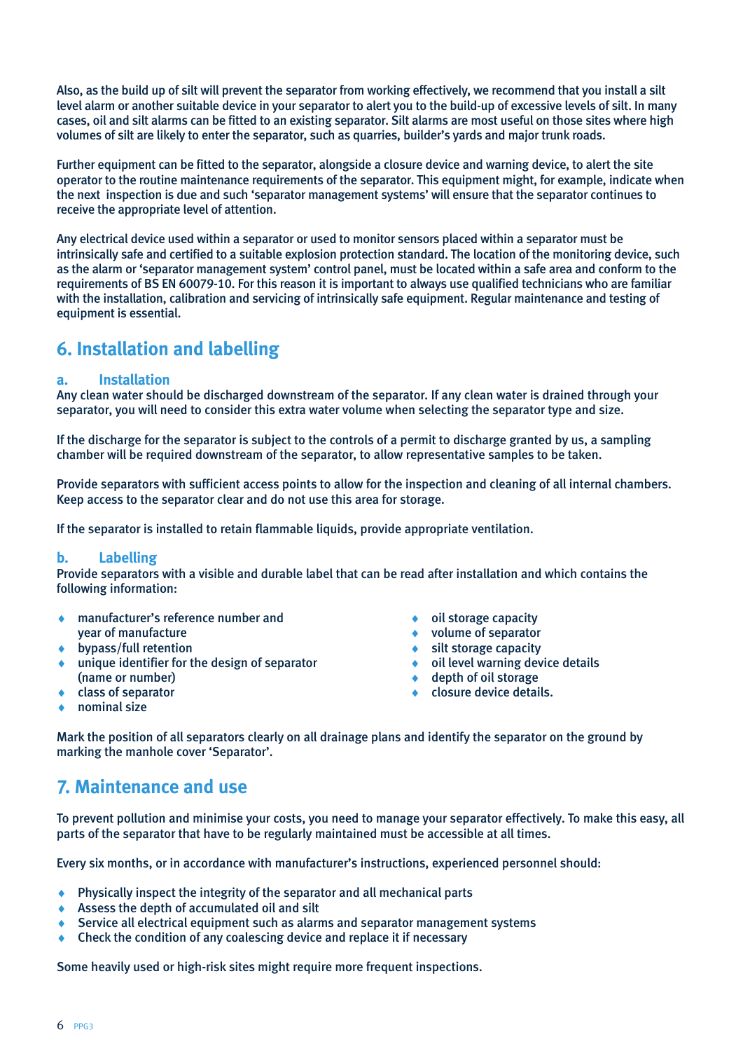Also, as the build up of silt will prevent the separator from working effectively, we recommend that you install a silt level alarm or another suitable device in your separator to alert you to the build-up of excessive levels of silt. In many cases, oil and silt alarms can be fitted to an existing separator. Silt alarms are most useful on those sites where high volumes of silt are likely to enter the separator, such as quarries, builder's yards and major trunk roads.

Further equipment can be fitted to the separator, alongside a closure device and warning device, to alert the site operator to the routine maintenance requirements of the separator. This equipment might, for example, indicate when the next inspection is due and such 'separator management systems' will ensure that the separator continues to receive the appropriate level of attention.

Any electrical device used within a separator or used to monitor sensors placed within a separator must be intrinsically safe and certified to a suitable explosion protection standard. The location of the monitoring device, such as the alarm or 'separator management system' control panel, must be located within a safe area and conform to the requirements of BS EN 60079-10. For this reason it is important to always use qualified technicians who are familiar with the installation, calibration and servicing of intrinsically safe equipment. Regular maintenance and testing of equipment is essential.

## 6. Installation and labelling

### a. Installation

Any clean water should be discharged downstream of the separator. If any clean water is drained through your separator, you will need to consider this extra water volume when selecting the separator type and size.

If the discharge for the separator is subject to the controls of a permit to discharge granted by us, a sampling chamber will be required downstream of the separator, to allow representative samples to be taken.

Provide separators with sufficient access points to allow for the inspection and cleaning of all internal chambers. Keep access to the separator clear and do not use this area for storage.

If the separator is installed to retain flammable liquids, provide appropriate ventilation.

### b. Labelling

Provide separators with a visible and durable label that can be read after installation and which contains the following information:

- manufacturer's reference number and year of manufacture
- bypass/full retention
- unique identifier for the design of separator (name or number)
- class of separator
- nominal size
- oil storage capacity
- volume of separator
- silt storage capacity
- oil level warning device details
- depth of oil storage
- closure device details.

Mark the position of all separators clearly on all drainage plans and identify the separator on the ground by marking the manhole cover 'Separator'.

## 7. Maintenance and use

To prevent pollution and minimise your costs, you need to manage your separator effectively. To make this easy, all parts of the separator that have to be regularly maintained must be accessible at all times.

Every six months, or in accordance with manufacturer's instructions, experienced personnel should:

- Physically inspect the integrity of the separator and all mechanical parts
- Assess the depth of accumulated oil and silt
- Service all electrical equipment such as alarms and separator management systems
- Check the condition of any coalescing device and replace it if necessary

Some heavily used or high-risk sites might require more frequent inspections.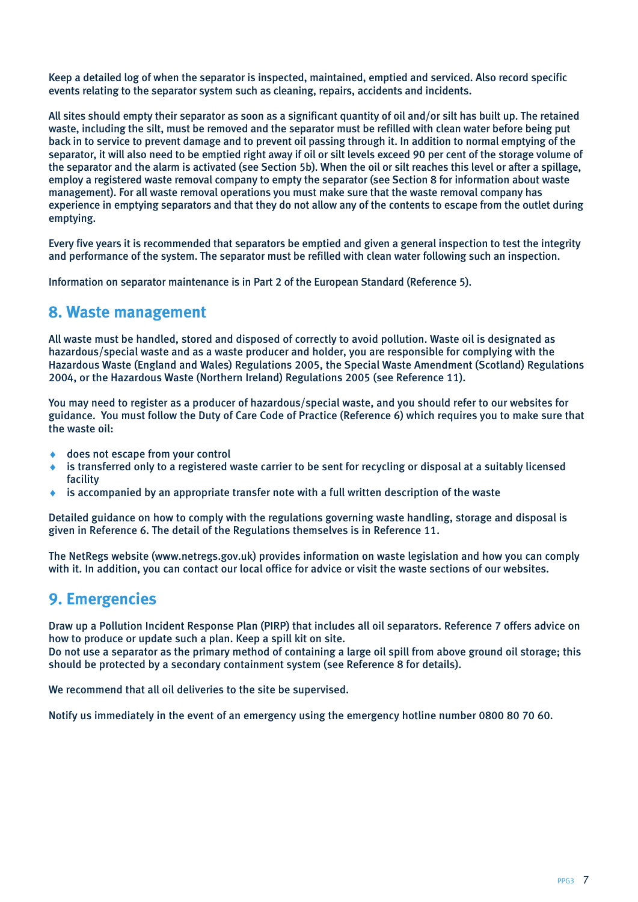Keep a detailed log of when the separator is inspected, maintained, emptied and serviced. Also record specific events relating to the separator system such as cleaning, repairs, accidents and incidents.

All sites should empty their separator as soon as a significant quantity of oil and/or silt has built up. The retained waste, including the silt, must be removed and the separator must be refilled with clean water before being put back in to service to prevent damage and to prevent oil passing through it. In addition to normal emptying of the separator, it will also need to be emptied right away if oil or silt levels exceed 90 per cent of the storage volume of the separator and the alarm is activated (see Section 5b). When the oil or silt reaches this level or after a spillage, employ a registered waste removal company to empty the separator (see Section 8 for information about waste management). For all waste removal operations you must make sure that the waste removal company has experience in emptying separators and that they do not allow any of the contents to escape from the outlet during emptying.

Every five years it is recommended that separators be emptied and given a general inspection to test the integrity and performance of the system. The separator must be refilled with clean water following such an inspection.

Information on separator maintenance is in Part 2 of the European Standard (Reference 5).

## 8. Waste management

All waste must be handled, stored and disposed of correctly to avoid pollution. Waste oil is designated as hazardous/special waste and as a waste producer and holder, you are responsible for complying with the Hazardous Waste (England and Wales) Regulations 2005, the Special Waste Amendment (Scotland) Regulations 2004, or the Hazardous Waste (Northern Ireland) Regulations 2005 (see Reference 11).

You may need to register as a producer of hazardous/special waste, and you should refer to our websites for guidance. You must follow the Duty of Care Code of Practice (Reference 6) which requires you to make sure that the waste oil:

- does not escape from your control
- is transferred only to a registered waste carrier to be sent for recycling or disposal at a suitably licensed facility
- is accompanied by an appropriate transfer note with a full written description of the waste

Detailed guidance on how to comply with the regulations governing waste handling, storage and disposal is given in Reference 6. The detail of the Regulations themselves is in Reference 11.

The NetRegs website (www.netregs.gov.uk) provides information on waste legislation and how you can comply with it. In addition, you can contact our local office for advice or visit the waste sections of our websites.

## 9. Emergencies

Draw up a Pollution Incident Response Plan (PIRP) that includes all oil separators. Reference 7 offers advice on how to produce or update such a plan. Keep a spill kit on site.
Do not use a separator as the primary method of containing a large oil spill from above ground oil storage; this should be protected by a secondary containment system (see Reference 8 for details).

We recommend that all oil deliveries to the site be supervised.

Notify us immediately in the event of an emergency using the emergency hotline number 0800 80 70 60.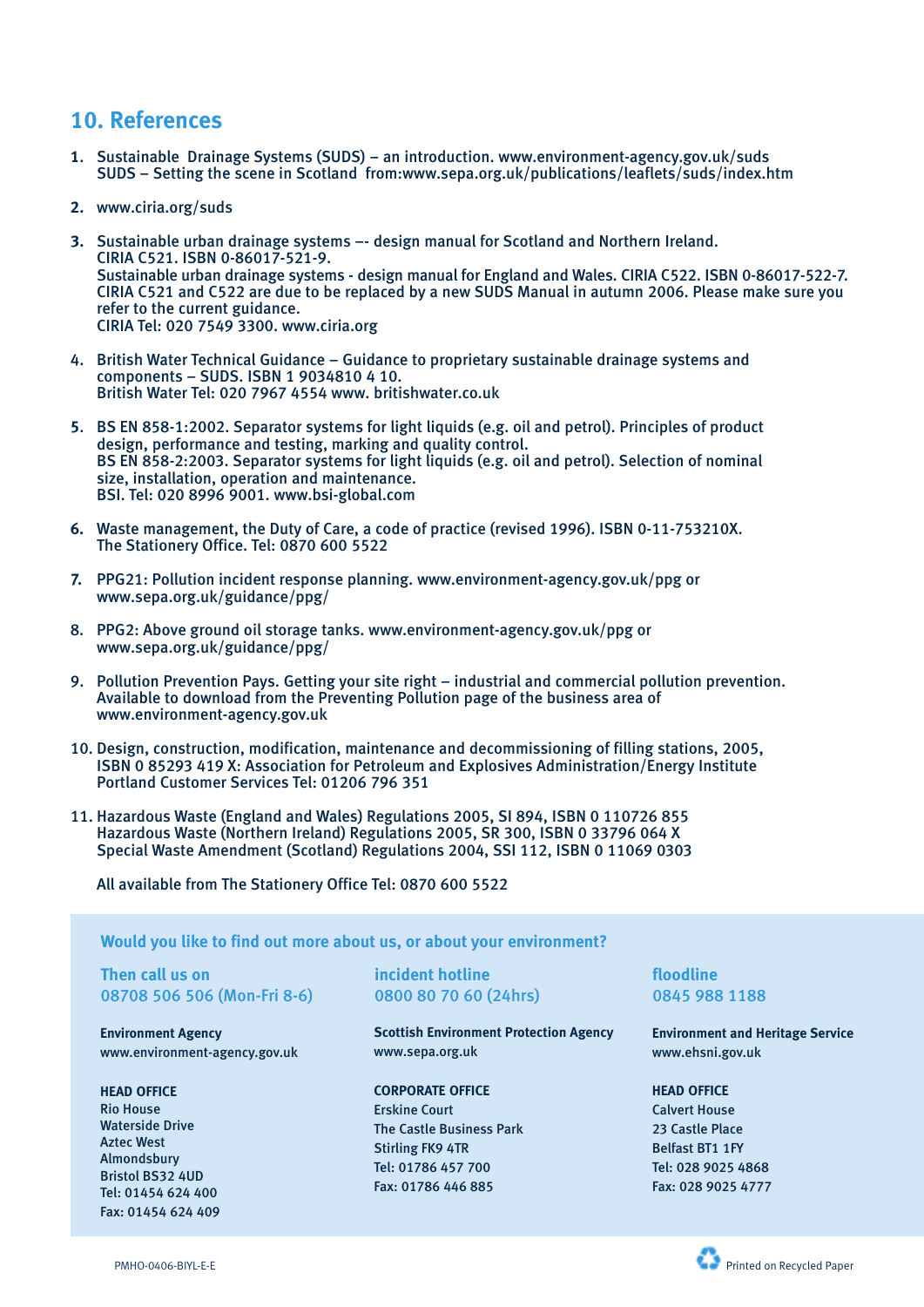## 10. References

1. Sustainable Drainage Systems (SUDS) – an introduction. www.environment-agency.gov.uk/suds
   SUDS – Setting the scene in Scotland from:www.sepa.org.uk/publications/leaflets/suds/index.htm

2. www.ciria.org/suds

3. Sustainable urban drainage systems –- design manual for Scotland and Northern Ireland. CIRIA C521. ISBN 0-86017-521-9.
   Sustainable urban drainage systems - design manual for England and Wales. CIRIA C522. ISBN 0-86017-522-7.
   CIRIA C521 and C522 are due to be replaced by a new SUDS Manual in autumn 2006. Please make sure you refer to the current guidance.
   CIRIA Tel: 020 7549 3300. www.ciria.org

4. British Water Technical Guidance – Guidance to proprietary sustainable drainage systems and components – SUDS. ISBN 1 9034810 4 10.
   British Water Tel: 020 7967 4554 www. britishwater.co.uk

5. BS EN 858-1:2002. Separator systems for light liquids (e.g. oil and petrol). Principles of product design, performance and testing, marking and quality control.
   BS EN 858-2:2003. Separator systems for light liquids (e.g. oil and petrol). Selection of nominal size, installation, operation and maintenance.
   BSI. Tel: 020 8996 9001. www.bsi-global.com

6. Waste management, the Duty of Care, a code of practice (revised 1996). ISBN 0-11-753210X.
   The Stationery Office. Tel: 0870 600 5522

7. PPG21: Pollution incident response planning. www.environment-agency.gov.uk/ppg or www.sepa.org.uk/guidance/ppg/

8. PPG2: Above ground oil storage tanks. www.environment-agency.gov.uk/ppg or www.sepa.org.uk/guidance/ppg/

9. Pollution Prevention Pays. Getting your site right – industrial and commercial pollution prevention. Available to download from the Preventing Pollution page of the business area of www.environment-agency.gov.uk

10. Design, construction, modification, maintenance and decommissioning of filling stations, 2005, ISBN 0 85293 419 X: Association for Petroleum and Explosives Administration/Energy Institute
    Portland Customer Services Tel: 01206 796 351

11. Hazardous Waste (England and Wales) Regulations 2005, SI 894, ISBN 0 110726 855
    Hazardous Waste (Northern Ireland) Regulations 2005, SR 300, ISBN 0 33796 064 X
    Special Waste Amendment (Scotland) Regulations 2004, SSI 112, ISBN 0 11069 0303

    All available from The Stationery Office Tel: 0870 600 5522

**Would you like to find out more about us, or about your environment?**

**Then call us on**
**08708 506 506 (Mon-Fri 8-6)**

**Environment Agency**
www.environment-agency.gov.uk

**HEAD OFFICE**
Rio House
Waterside Drive
Aztec West
Almondsbury
Bristol BS32 4UD
Tel: 01454 624 400
Fax: 01454 624 409

**incident hotline**
**0800 80 70 60 (24hrs)**

**Scottish Environment Protection Agency**
www.sepa.org.uk

**CORPORATE OFFICE**
Erskine Court
The Castle Business Park
Stirling FK9 4TR
Tel: 01786 457 700
Fax: 01786 446 885

**floodline**
**0845 988 1188**

**Environment and Heritage Service**
www.ehsni.gov.uk

**HEAD OFFICE**
Calvert House
23 Castle Place
Belfast BT1 1FY
Tel: 028 9025 4868
Fax: 028 9025 4777

PMHO-0406-BIYL-E-E

Printed on Recycled Paper